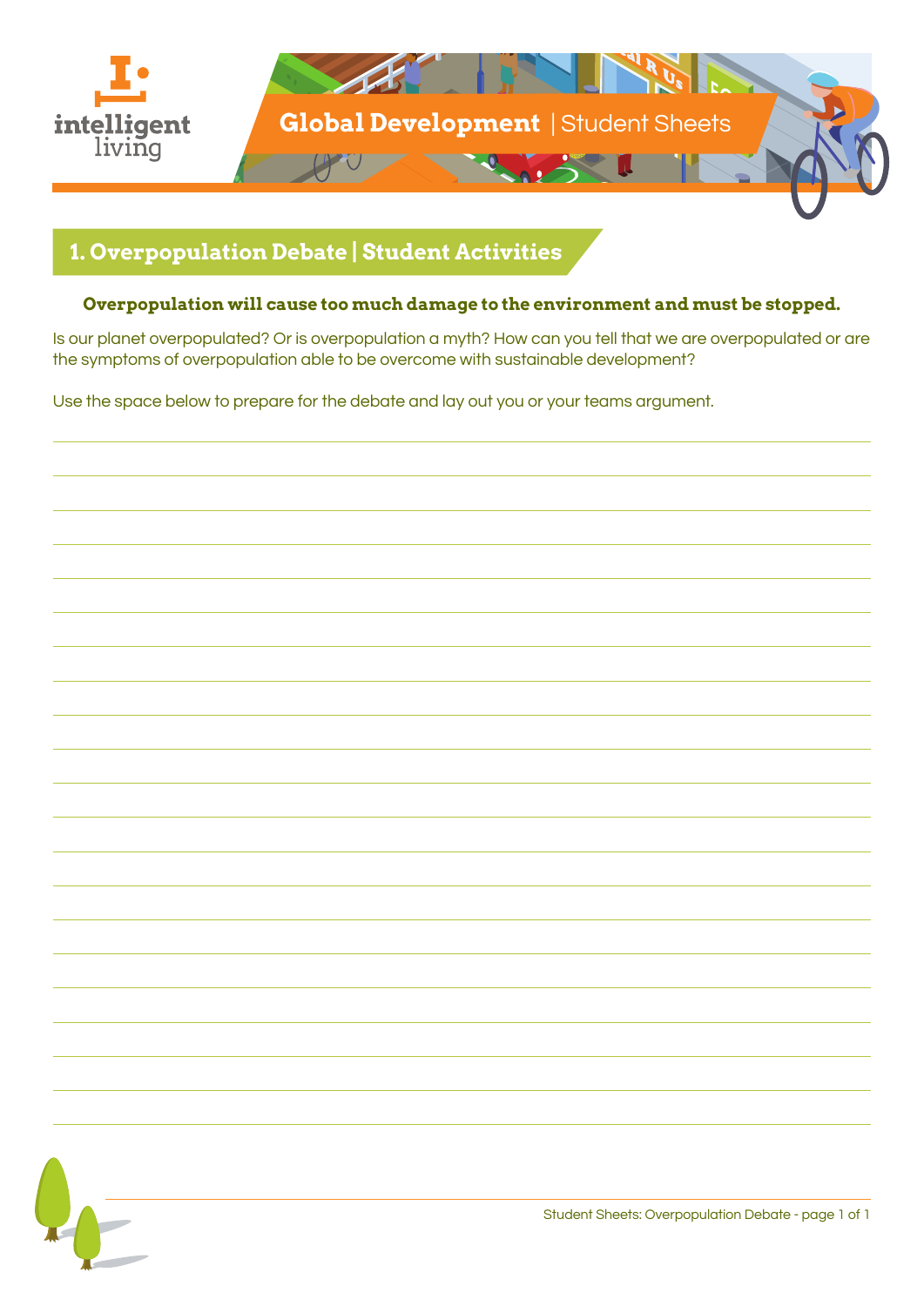# Global Development | Student Sheets

## 1. Overpopulation Debate | Student Activities

**Overpopulation will cause too much damage to the environment and must be stopped.**

Is our planet overpopulated? Or is overpopulation a myth? How can you tell that we are overpopulated or are the symptoms of overpopulation able to be overcome with sustainable development?

Use the space below to prepare for the debate and lay out you or your teams argument.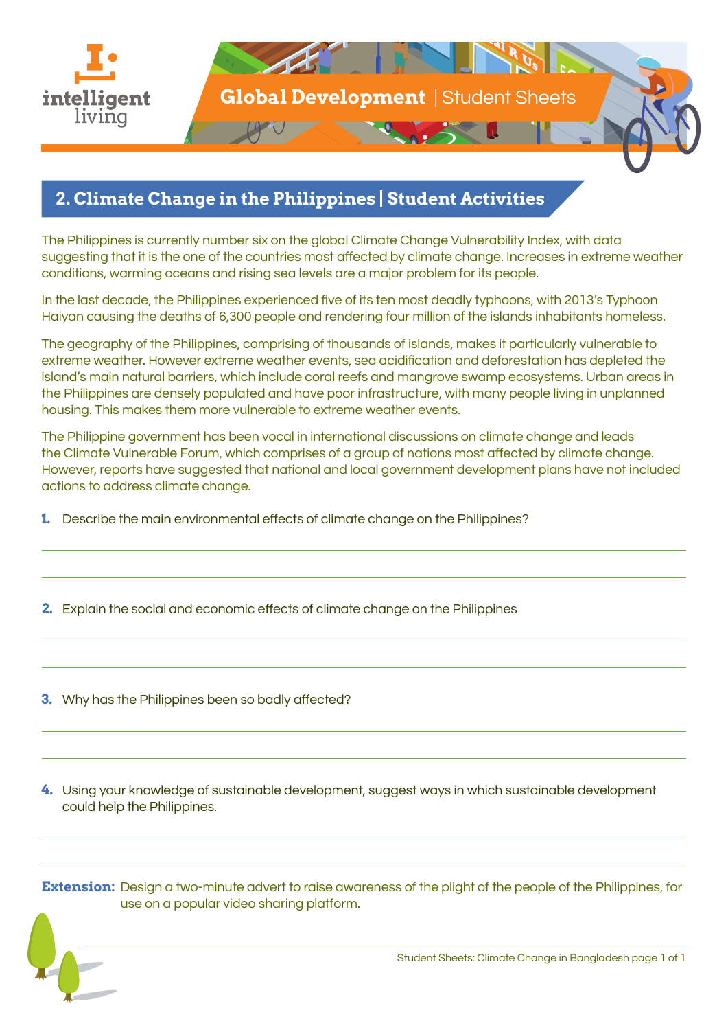## 2. Climate Change in the Philippines | Student Activities

The Philippines is currently number six on the global Climate Change Vulnerability Index, with data suggesting that it is the one of the countries most affected by climate change. Increases in extreme weather conditions, warming oceans and rising sea levels are a major problem for its people.

In the last decade, the Philippines experienced five of its ten most deadly typhoons, with 2013's Typhoon Haiyan causing the deaths of 6,300 people and rendering four million of the islands inhabitants homeless.

The geography of the Philippines, comprising of thousands of islands, makes it particularly vulnerable to extreme weather. However extreme weather events, sea acidification and deforestation has depleted the island's main natural barriers, which include coral reefs and mangrove swamp ecosystems. Urban areas in the Philippines are densely populated and have poor infrastructure, with many people living in unplanned housing. This makes them more vulnerable to extreme weather events.

The Philippine government has been vocal in international discussions on climate change and leads the Climate Vulnerable Forum, which comprises of a group of nations most affected by climate change. However, reports have suggested that national and local government development plans have not included actions to address climate change.

1. Describe the main environmental effects of climate change on the Philippines?

2. Explain the social and economic effects of climate change on the Philippines

3. Why has the Philippines been so badly affected?

4. Using your knowledge of sustainable development, suggest ways in which sustainable development could help the Philippines.

**Extension:** Design a two-minute advert to raise awareness of the plight of the people of the Philippines, for use on a popular video sharing platform.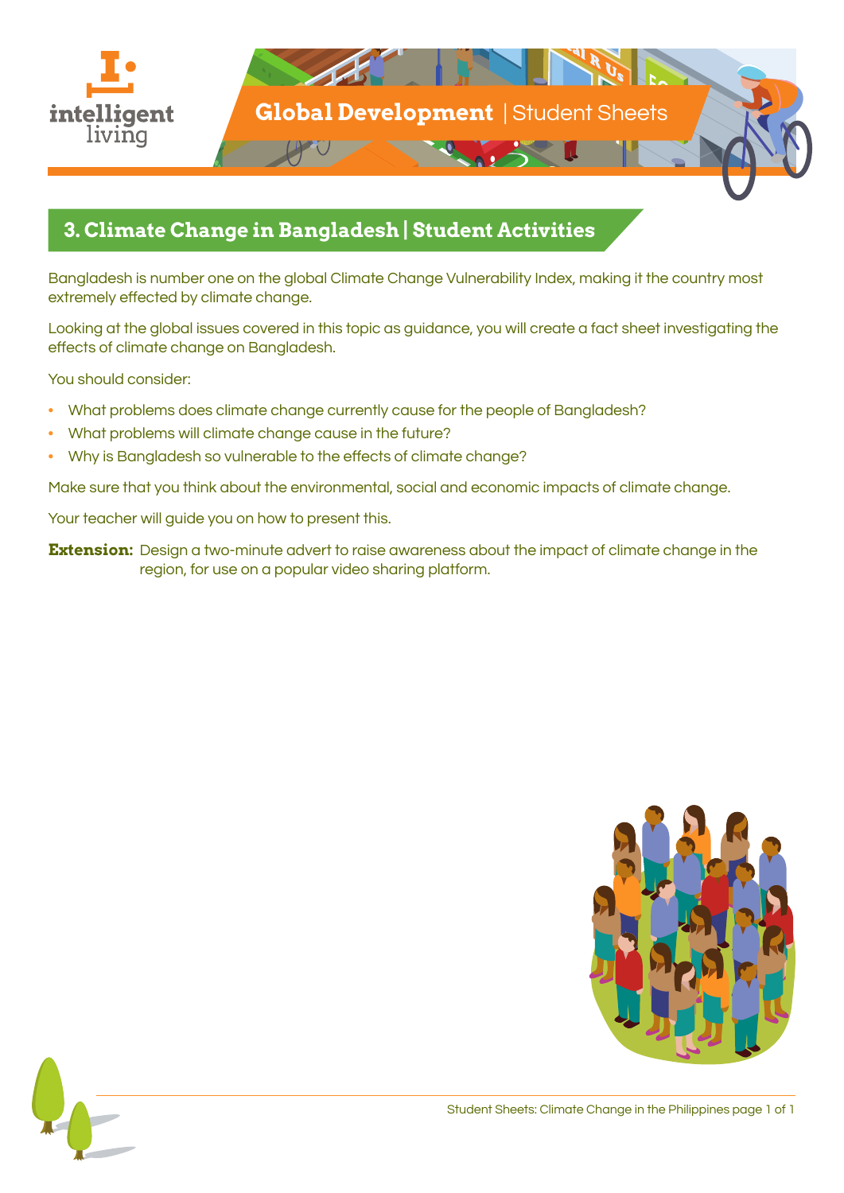## 3. Climate Change in Bangladesh | Student Activities

Bangladesh is number one on the global Climate Change Vulnerability Index, making it the country most extremely effected by climate change.

Looking at the global issues covered in this topic as guidance, you will create a fact sheet investigating the effects of climate change on Bangladesh.

You should consider:

- What problems does climate change currently cause for the people of Bangladesh?
- What problems will climate change cause in the future?
- Why is Bangladesh so vulnerable to the effects of climate change?

Make sure that you think about the environmental, social and economic impacts of climate change.

Your teacher will guide you on how to present this.

**Extension:** Design a two-minute advert to raise awareness about the impact of climate change in the region, for use on a popular video sharing platform.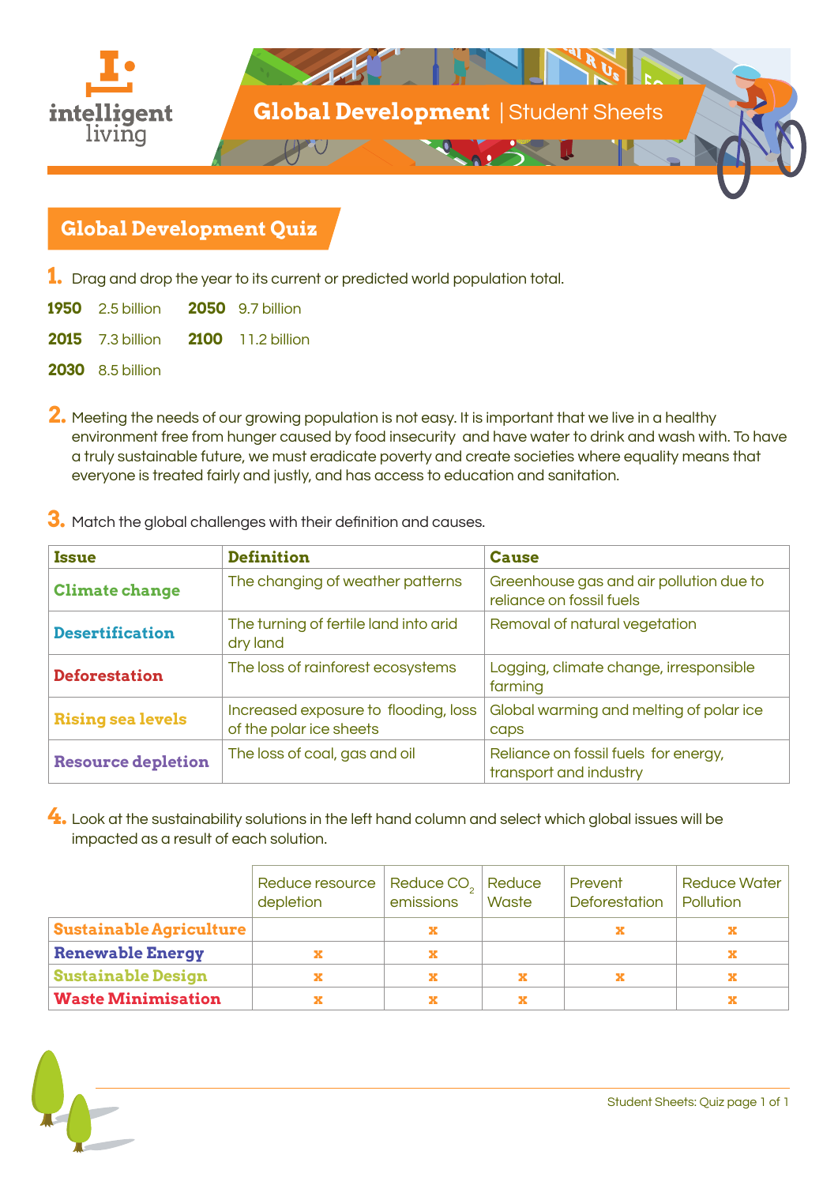# Global Development | Student Sheets

## Global Development Quiz

**1.** Drag and drop the year to its current or predicted world population total.

**1950** 2.5 billion
**2050** 9.7 billion
**2015** 7.3 billion
**2100** 11.2 billion
**2030** 8.5 billion

**2.** Meeting the needs of our growing population is not easy. It is important that we live in a healthy environment free from hunger caused by food insecurity and have water to drink and wash with. To have a truly sustainable future, we must eradicate poverty and create societies where equality means that everyone is treated fairly and justly, and has access to education and sanitation.

**3.** Match the global challenges with their definition and causes.

| Issue | Definition | Cause |
|---|---|---|
| **Climate change** | The changing of weather patterns | Greenhouse gas and air pollution due to reliance on fossil fuels |
| **Desertification** | The turning of fertile land into arid dry land | Removal of natural vegetation |
| **Deforestation** | The loss of rainforest ecosystems | Logging, climate change, irresponsible farming |
| **Rising sea levels** | Increased exposure to flooding, loss of the polar ice sheets | Global warming and melting of polar ice caps |
| **Resource depletion** | The loss of coal, gas and oil | Reliance on fossil fuels for energy, transport and industry |

**4.** Look at the sustainability solutions in the left hand column and select which global issues will be impacted as a result of each solution.

| | Reduce resource depletion | Reduce $CO_2$ emissions | Reduce Waste | Prevent Deforestation | Reduce Water Pollution |
|---|---|---|---|---|---|
| **Sustainable Agriculture** | | x | | x | x |
| **Renewable Energy** | x | x | | | x |
| **Sustainable Design** | x | x | x | x | x |
| **Waste Minimisation** | x | x | x | | x |